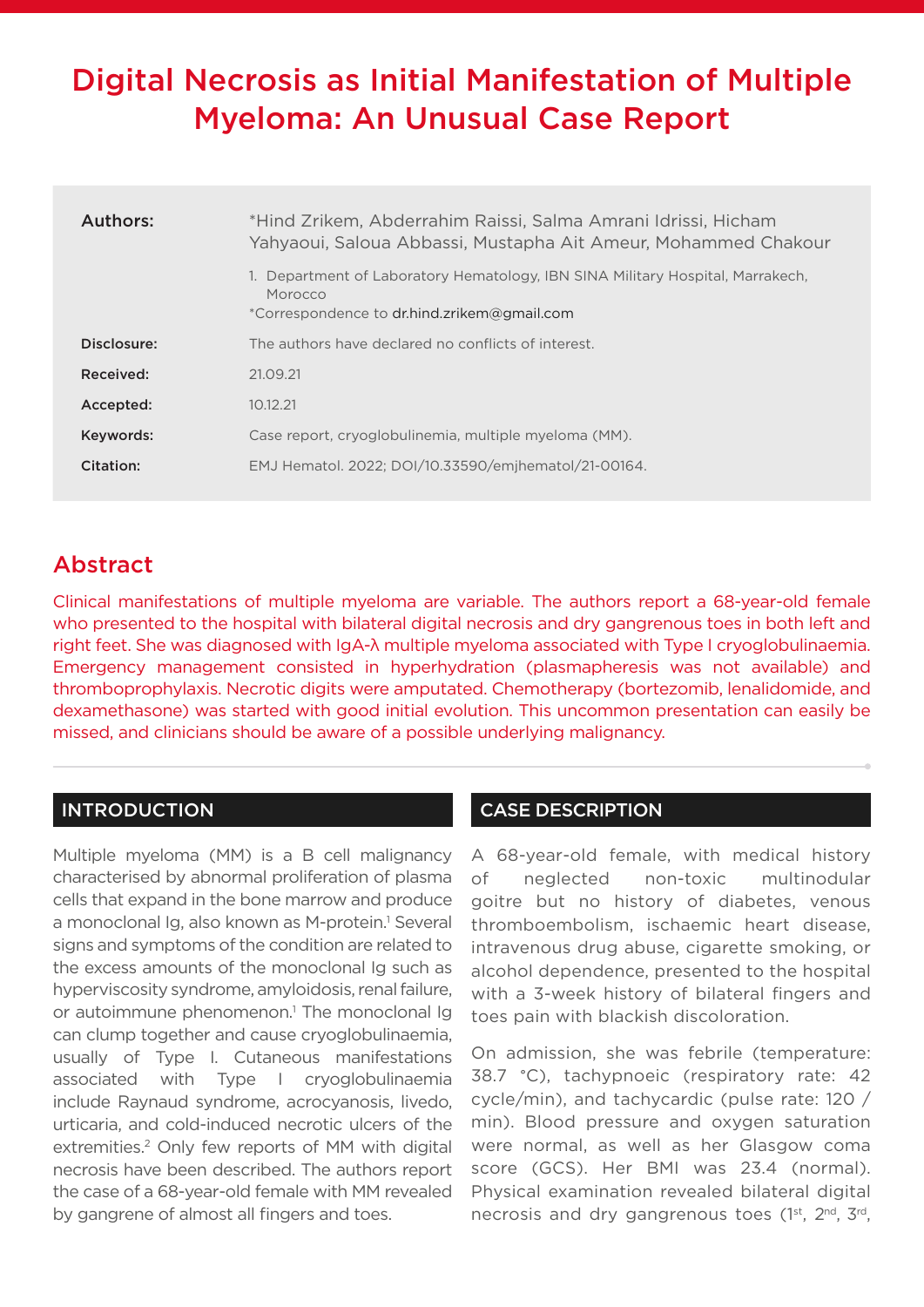# Digital Necrosis as Initial Manifestation of Multiple Myeloma: An Unusual Case Report

| | |
|---|---|
| **Authors:** | *Hind Zrikem, Abderrahim Raissi, Salma Amrani Idrissi, Hicham Yahyaoui, Saloua Abbassi, Mustapha Ait Ameur, Mohammed Chakour<br>1. Department of Laboratory Hematology, IBN SINA Military Hospital, Marrakech, Morocco<br>*Correspondence to dr.hind.zrikem@gmail.com |
| **Disclosure:** | The authors have declared no conflicts of interest. |
| **Received:** | 21.09.21 |
| **Accepted:** | 10.12.21 |
| **Keywords:** | Case report, cryoglobulinemia, multiple myeloma (MM). |
| **Citation:** | EMJ Hematol. 2022; DOI/10.33590/emjhematol/21-00164. |

## Abstract

Clinical manifestations of multiple myeloma are variable. The authors report a 68-year-old female who presented to the hospital with bilateral digital necrosis and dry gangrenous toes in both left and right feet. She was diagnosed with IgA-λ multiple myeloma associated with Type I cryoglobulinaemia. Emergency management consisted in hyperhydration (plasmapheresis was not available) and thromboprophylaxis. Necrotic digits were amputated. Chemotherapy (bortezomib, lenalidomide, and dexamethasone) was started with good initial evolution. This uncommon presentation can easily be missed, and clinicians should be aware of a possible underlying malignancy.

## INTRODUCTION

Multiple myeloma (MM) is a B cell malignancy characterised by abnormal proliferation of plasma cells that expand in the bone marrow and produce a monoclonal Ig, also known as M-protein.[1] Several signs and symptoms of the condition are related to the excess amounts of the monoclonal Ig such as hyperviscosity syndrome, amyloidosis, renal failure, or autoimmune phenomenon.[1] The monoclonal Ig can clump together and cause cryoglobulinaemia, usually of Type I. Cutaneous manifestations associated with Type I cryoglobulinaemia include Raynaud syndrome, acrocyanosis, livedo, urticaria, and cold-induced necrotic ulcers of the extremities.[2] Only few reports of MM with digital necrosis have been described. The authors report the case of a 68-year-old female with MM revealed by gangrene of almost all fingers and toes.

## CASE DESCRIPTION

A 68-year-old female, with medical history of neglected non-toxic multinodular goitre but no history of diabetes, venous thromboembolism, ischaemic heart disease, intravenous drug abuse, cigarette smoking, or alcohol dependence, presented to the hospital with a 3-week history of bilateral fingers and toes pain with blackish discoloration.

On admission, she was febrile (temperature: 38.7 °C), tachypnoeic (respiratory rate: 42 cycle/min), and tachycardic (pulse rate: 120 / min). Blood pressure and oxygen saturation were normal, as well as her Glasgow coma score (GCS). Her BMI was 23.4 (normal). Physical examination revealed bilateral digital necrosis and dry gangrenous toes (1st, 2nd, 3rd,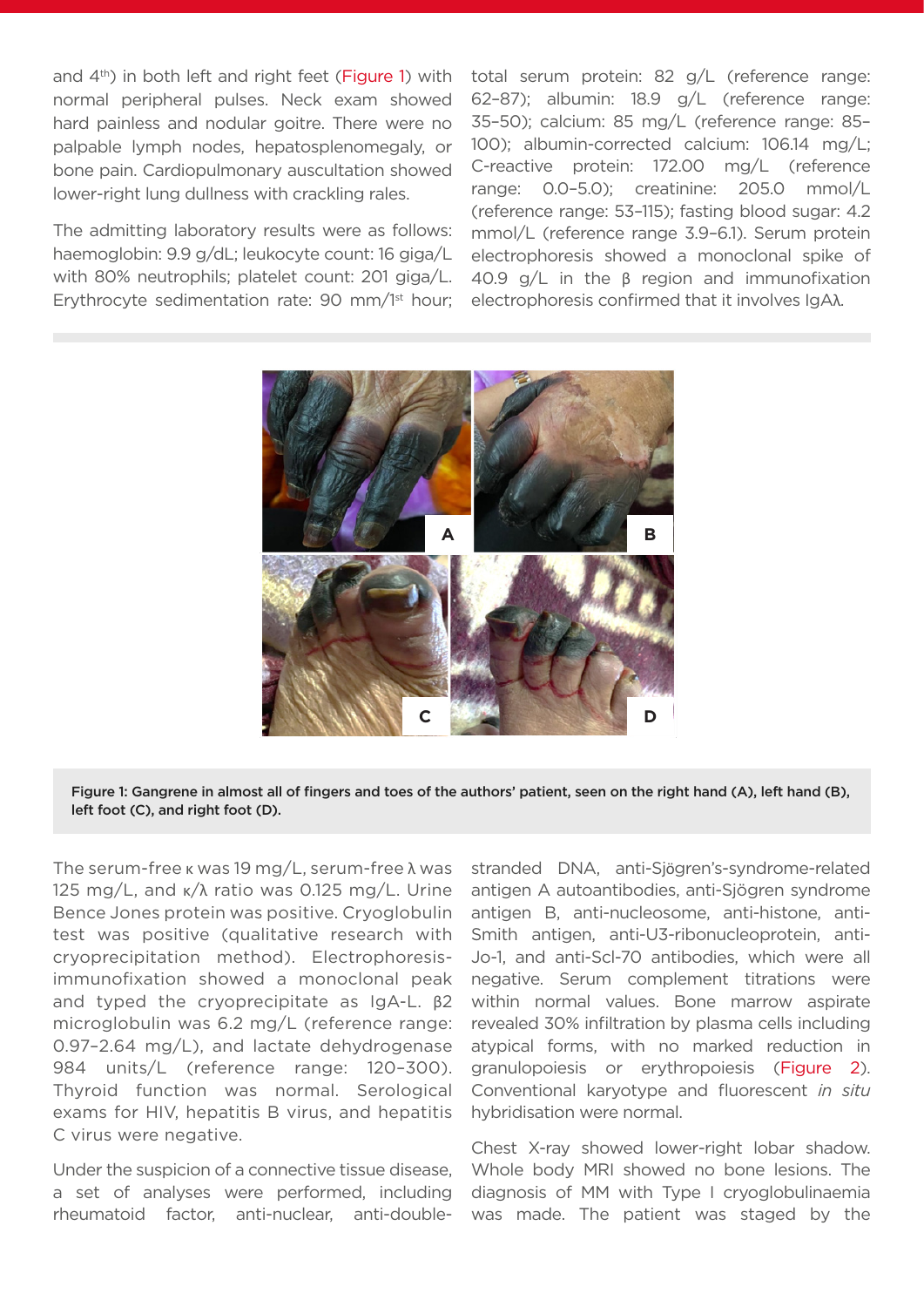and 4th) in both left and right feet (Figure 1) with normal peripheral pulses. Neck exam showed hard painless and nodular goitre. There were no palpable lymph nodes, hepatosplenomegaly, or bone pain. Cardiopulmonary auscultation showed lower-right lung dullness with crackling rales.

The admitting laboratory results were as follows: haemoglobin: 9.9 g/dL; leukocyte count: 16 giga/L with 80% neutrophils; platelet count: 201 giga/L. Erythrocyte sedimentation rate: 90 mm/1st hour; total serum protein: 82 g/L (reference range: 62–87); albumin: 18.9 g/L (reference range: 35–50); calcium: 85 mg/L (reference range: 85–100); albumin-corrected calcium: 106.14 mg/L; C-reactive protein: 172.00 mg/L (reference range: 0.0–5.0); creatinine: 205.0 mmol/L (reference range: 53–115); fasting blood sugar: 4.2 mmol/L (reference range 3.9–6.1). Serum protein electrophoresis showed a monoclonal spike of 40.9 g/L in the β region and immunofixation electrophoresis confirmed that it involves IgAλ.

Figure 1: Gangrene in almost all of fingers and toes of the authors' patient, seen on the right hand (A), left hand (B), left foot (C), and right foot (D).

The serum-free κ was 19 mg/L, serum-free λ was 125 mg/L, and κ/λ ratio was 0.125 mg/L. Urine Bence Jones protein was positive. Cryoglobulin test was positive (qualitative research with cryoprecipitation method). Electrophoresis-immunofixation showed a monoclonal peak and typed the cryoprecipitate as IgA-L. β2 microglobulin was 6.2 mg/L (reference range: 0.97–2.64 mg/L), and lactate dehydrogenase 984 units/L (reference range: 120–300). Thyroid function was normal. Serological exams for HIV, hepatitis B virus, and hepatitis C virus were negative.

Under the suspicion of a connective tissue disease, a set of analyses were performed, including rheumatoid factor, anti-nuclear, anti-double-stranded DNA, anti-Sjögren's-syndrome-related antigen A autoantibodies, anti-Sjögren syndrome antigen B, anti-nucleosome, anti-histone, anti-Smith antigen, anti-U3-ribonucleoprotein, anti-Jo-1, and anti-Scl-70 antibodies, which were all negative. Serum complement titrations were within normal values. Bone marrow aspirate revealed 30% infiltration by plasma cells including atypical forms, with no marked reduction in granulopoiesis or erythropoiesis (Figure 2). Conventional karyotype and fluorescent *in situ* hybridisation were normal.

Chest X-ray showed lower-right lobar shadow. Whole body MRI showed no bone lesions. The diagnosis of MM with Type I cryoglobulinaemia was made. The patient was staged by the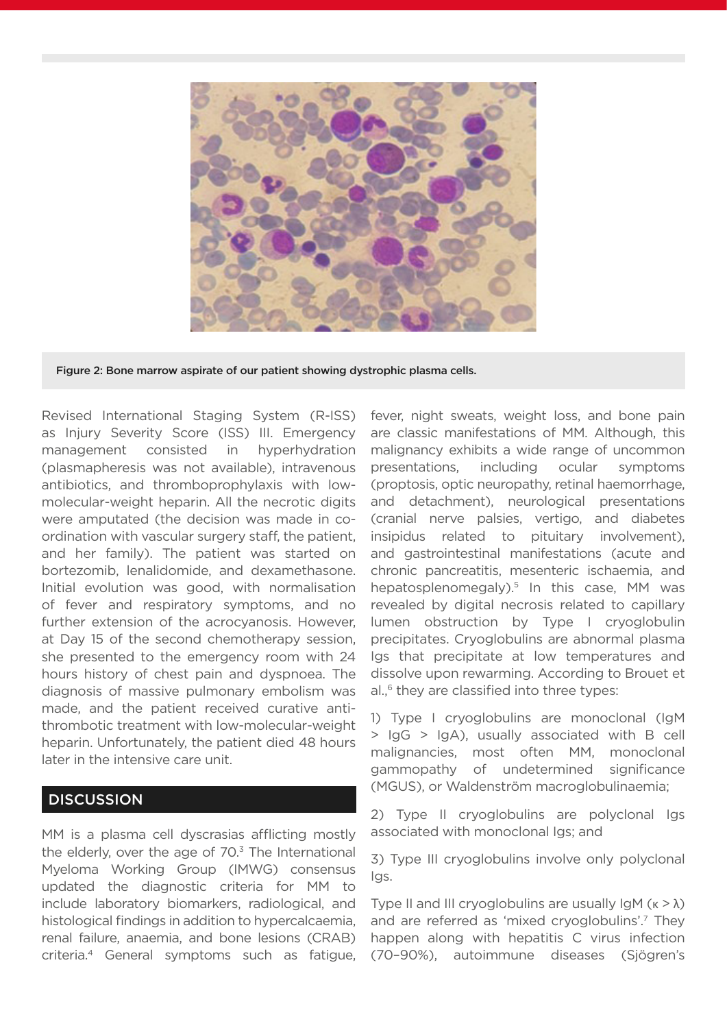Figure 2: Bone marrow aspirate of our patient showing dystrophic plasma cells.

Revised International Staging System (R-ISS) as Injury Severity Score (ISS) III. Emergency management consisted in hyperhydration (plasmapheresis was not available), intravenous antibiotics, and thromboprophylaxis with low-molecular-weight heparin. All the necrotic digits were amputated (the decision was made in co-ordination with vascular surgery staff, the patient, and her family). The patient was started on bortezomib, lenalidomide, and dexamethasone. Initial evolution was good, with normalisation of fever and respiratory symptoms, and no further extension of the acrocyanosis. However, at Day 15 of the second chemotherapy session, she presented to the emergency room with 24 hours history of chest pain and dyspnoea. The diagnosis of massive pulmonary embolism was made, and the patient received curative anti-thrombotic treatment with low-molecular-weight heparin. Unfortunately, the patient died 48 hours later in the intensive care unit.

## DISCUSSION

MM is a plasma cell dyscrasias afflicting mostly the elderly, over the age of 70.[3] The International Myeloma Working Group (IMWG) consensus updated the diagnostic criteria for MM to include laboratory biomarkers, radiological, and histological findings in addition to hypercalcaemia, renal failure, anaemia, and bone lesions (CRAB) criteria.[4] General symptoms such as fatigue, fever, night sweats, weight loss, and bone pain are classic manifestations of MM. Although, this malignancy exhibits a wide range of uncommon presentations, including ocular symptoms (proptosis, optic neuropathy, retinal haemorrhage, and detachment), neurological presentations (cranial nerve palsies, vertigo, and diabetes insipidus related to pituitary involvement), and gastrointestinal manifestations (acute and chronic pancreatitis, mesenteric ischaemia, and hepatosplenomegaly).[5] In this case, MM was revealed by digital necrosis related to capillary lumen obstruction by Type I cryoglobulin precipitates. Cryoglobulins are abnormal plasma Igs that precipitate at low temperatures and dissolve upon rewarming. According to Brouet et al.,[6] they are classified into three types:

1) Type I cryoglobulins are monoclonal (IgM > IgG > IgA), usually associated with B cell malignancies, most often MM, monoclonal gammopathy of undetermined significance (MGUS), or Waldenström macroglobulinaemia;

2) Type II cryoglobulins are polyclonal Igs associated with monoclonal Igs; and

3) Type III cryoglobulins involve only polyclonal Igs.

Type II and III cryoglobulins are usually IgM ($\kappa > \lambda$) and are referred as 'mixed cryoglobulins'.[7] They happen along with hepatitis C virus infection (70–90%), autoimmune diseases (Sjögren's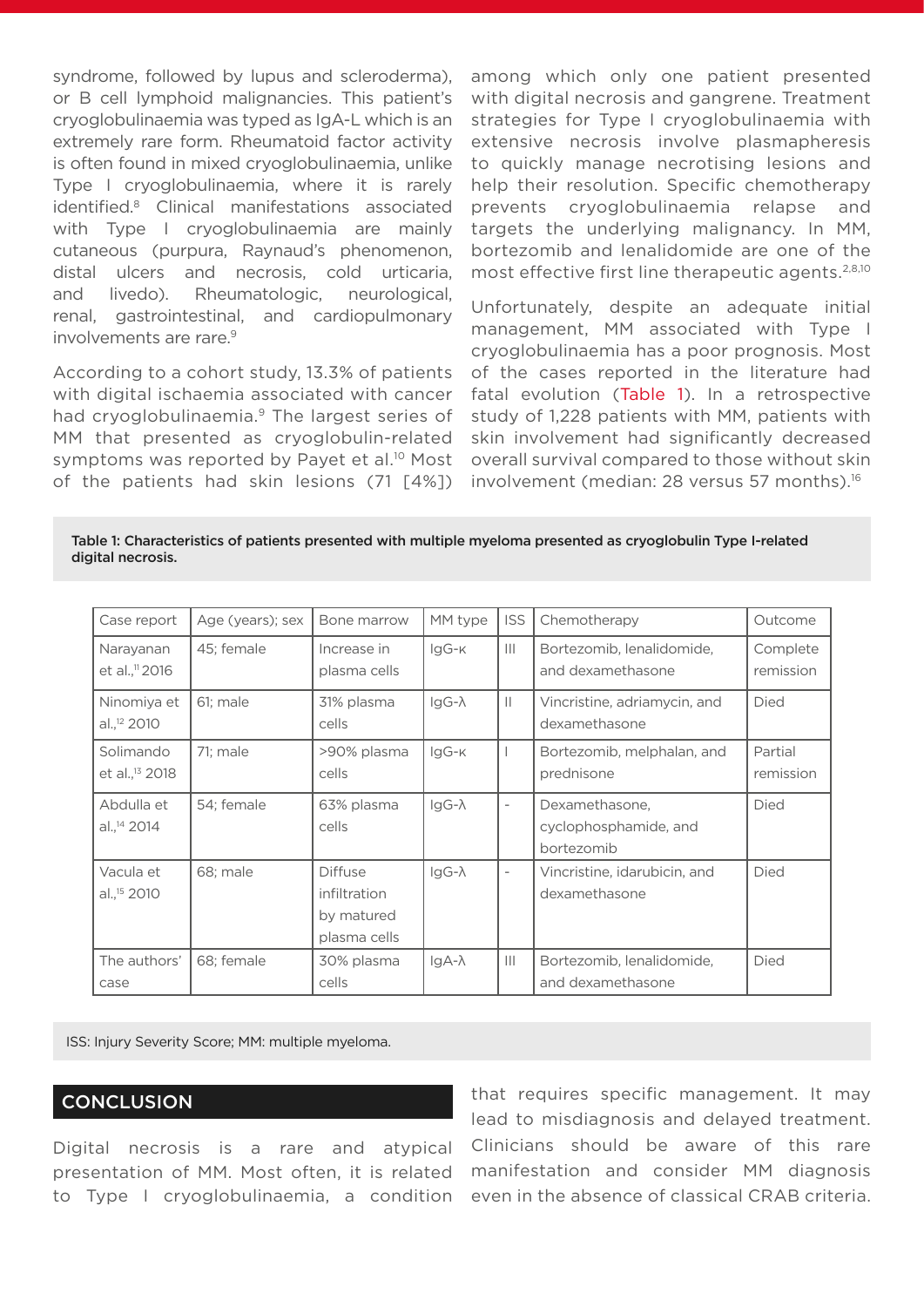syndrome, followed by lupus and scleroderma), or B cell lymphoid malignancies. This patient's cryoglobulinaemia was typed as IgA-L which is an extremely rare form. Rheumatoid factor activity is often found in mixed cryoglobulinaemia, unlike Type I cryoglobulinaemia, where it is rarely identified.[8] Clinical manifestations associated with Type I cryoglobulinaemia are mainly cutaneous (purpura, Raynaud's phenomenon, distal ulcers and necrosis, cold urticaria, and livedo). Rheumatologic, neurological, renal, gastrointestinal, and cardiopulmonary involvements are rare.[9]

According to a cohort study, 13.3% of patients with digital ischaemia associated with cancer had cryoglobulinaemia.[9] The largest series of MM that presented as cryoglobulin-related symptoms was reported by Payet et al.[10] Most of the patients had skin lesions (71 [4%]) among which only one patient presented with digital necrosis and gangrene. Treatment strategies for Type I cryoglobulinaemia with extensive necrosis involve plasmapheresis to quickly manage necrotising lesions and help their resolution. Specific chemotherapy prevents cryoglobulinaemia relapse and targets the underlying malignancy. In MM, bortezomib and lenalidomide are one of the most effective first line therapeutic agents.[2,8,10]

Unfortunately, despite an adequate initial management, MM associated with Type I cryoglobulinaemia has a poor prognosis. Most of the cases reported in the literature had fatal evolution (Table 1). In a retrospective study of 1,228 patients with MM, patients with skin involvement had significantly decreased overall survival compared to those without skin involvement (median: 28 versus 57 months).[16]

**Table 1: Characteristics of patients presented with multiple myeloma presented as cryoglobulin Type I-related digital necrosis.**

| Case report | Age (years); sex | Bone marrow | MM type | ISS | Chemotherapy | Outcome |
|---|---|---|---|---|---|---|
| Narayanan et al.,[11] 2016 | 45; female | Increase in plasma cells | IgG-κ | III | Bortezomib, lenalidomide, and dexamethasone | Complete remission |
| Ninomiya et al.,[12] 2010 | 61; male | 31% plasma cells | IgG-λ | II | Vincristine, adriamycin, and dexamethasone | Died |
| Solimando et al.,[13] 2018 | 71; male | >90% plasma cells | IgG-κ | I | Bortezomib, melphalan, and prednisone | Partial remission |
| Abdulla et al.,[14] 2014 | 54; female | 63% plasma cells | IgG-λ | - | Dexamethasone, cyclophosphamide, and bortezomib | Died |
| Vacula et al.,[15] 2010 | 68; male | Diffuse infiltration by matured plasma cells | IgG-λ | - | Vincristine, idarubicin, and dexamethasone | Died |
| The authors' case | 68; female | 30% plasma cells | IgA-λ | III | Bortezomib, lenalidomide, and dexamethasone | Died |

ISS: Injury Severity Score; MM: multiple myeloma.

## CONCLUSION

Digital necrosis is a rare and atypical presentation of MM. Most often, it is related to Type I cryoglobulinaemia, a condition that requires specific management. It may lead to misdiagnosis and delayed treatment. Clinicians should be aware of this rare manifestation and consider MM diagnosis even in the absence of classical CRAB criteria.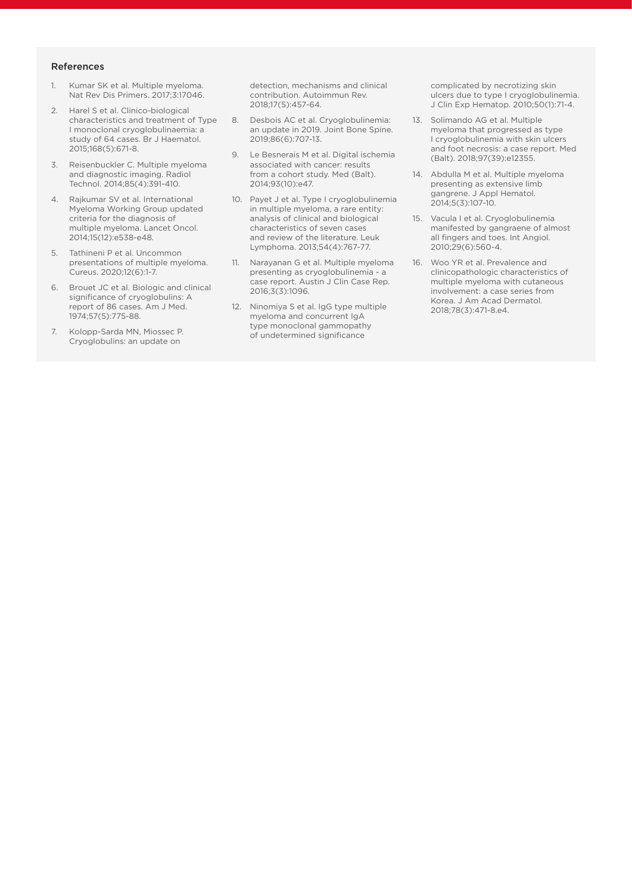## References

1. Kumar SK et al. Multiple myeloma. Nat Rev Dis Primers. 2017;3:17046.
2. Harel S et al. Clinico-biological characteristics and treatment of Type I monoclonal cryoglobulinaemia: a study of 64 cases. Br J Haematol. 2015;168(5):671-8.
3. Reisenbuckler C. Multiple myeloma and diagnostic imaging. Radiol Technol. 2014;85(4):391-410.
4. Rajkumar SV et al. International Myeloma Working Group updated criteria for the diagnosis of multiple myeloma. Lancet Oncol. 2014;15(12):e538-e48.
5. Tathineni P et al. Uncommon presentations of multiple myeloma. Cureus. 2020;12(6):1-7.
6. Brouet JC et al. Biologic and clinical significance of cryoglobulins: A report of 86 cases. Am J Med. 1974;57(5):775-88.
7. Kolopp-Sarda MN, Miossec P. Cryoglobulins: an update on detection, mechanisms and clinical contribution. Autoimmun Rev. 2018;17(5):457-64.
8. Desbois AC et al. Cryoglobulinemia: an update in 2019. Joint Bone Spine. 2019;86(6):707-13.
9. Le Besnerais M et al. Digital ischemia associated with cancer: results from a cohort study. Med (Balt). 2014;93(10):e47.
10. Payet J et al. Type I cryoglobulinemia in multiple myeloma, a rare entity: analysis of clinical and biological characteristics of seven cases and review of the literature. Leuk Lymphoma. 2013;54(4):767-77.
11. Narayanan G et al. Multiple myeloma presenting as cryoglobulinemia - a case report. Austin J Clin Case Rep. 2016;3(3):1096.
12. Ninomiya S et al. IgG type multiple myeloma and concurrent IgA type monoclonal gammopathy of undetermined significance complicated by necrotizing skin ulcers due to type I cryoglobulinemia. J Clin Exp Hematop. 2010;50(1):71-4.
13. Solimando AG et al. Multiple myeloma that progressed as type I cryoglobulinemia with skin ulcers and foot necrosis: a case report. Med (Balt). 2018;97(39):e12355.
14. Abdulla M et al. Multiple myeloma presenting as extensive limb gangrene. J Appl Hematol. 2014;5(3):107-10.
15. Vacula I et al. Cryoglobulinemia manifested by gangraene of almost all fingers and toes. Int Angiol. 2010;29(6):560-4.
16. Woo YR et al. Prevalence and clinicopathologic characteristics of multiple myeloma with cutaneous involvement: a case series from Korea. J Am Acad Dermatol. 2018;78(3):471-8.e4.